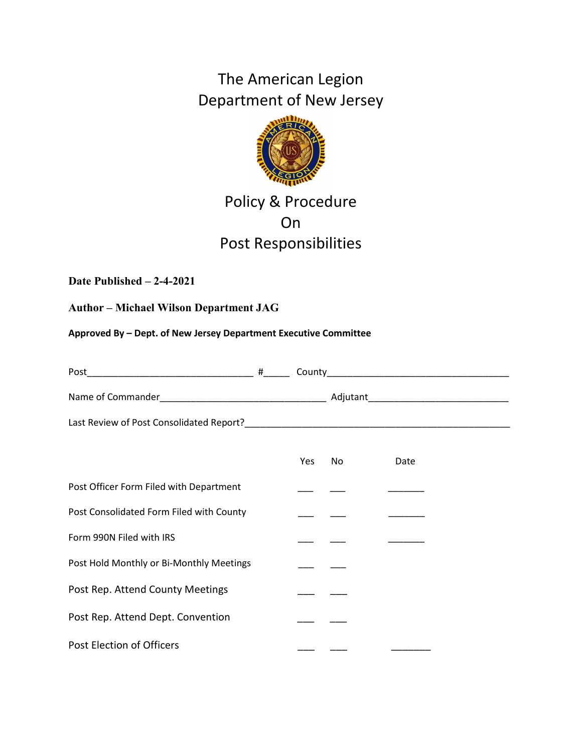# The American Legion
# Department of New Jersey

# Policy & Procedure
# On
# Post Responsibilities

**Date Published – 2-4-2021**

**Author – Michael Wilson Department JAG**

**Approved By – Dept. of New Jersey Department Executive Committee**

Post________________________________ #_____ County___________________________________

Name of Commander________________________________ Adjutant___________________________

Last Review of Post Consolidated Report?____________________________________________________

| | Yes | No | Date |
|---|---|---|---|
| Post Officer Form Filed with Department | ___ | ___ | _______ |
| Post Consolidated Form Filed with County | ___ | ___ | _______ |
| Form 990N Filed with IRS | ___ | ___ | _______ |
| Post Hold Monthly or Bi-Monthly Meetings | ___ | ___ | |
| Post Rep. Attend County Meetings | ___ | ___ | |
| Post Rep. Attend Dept. Convention | ___ | ___ | |
| Post Election of Officers | ___ | ___ | _______ |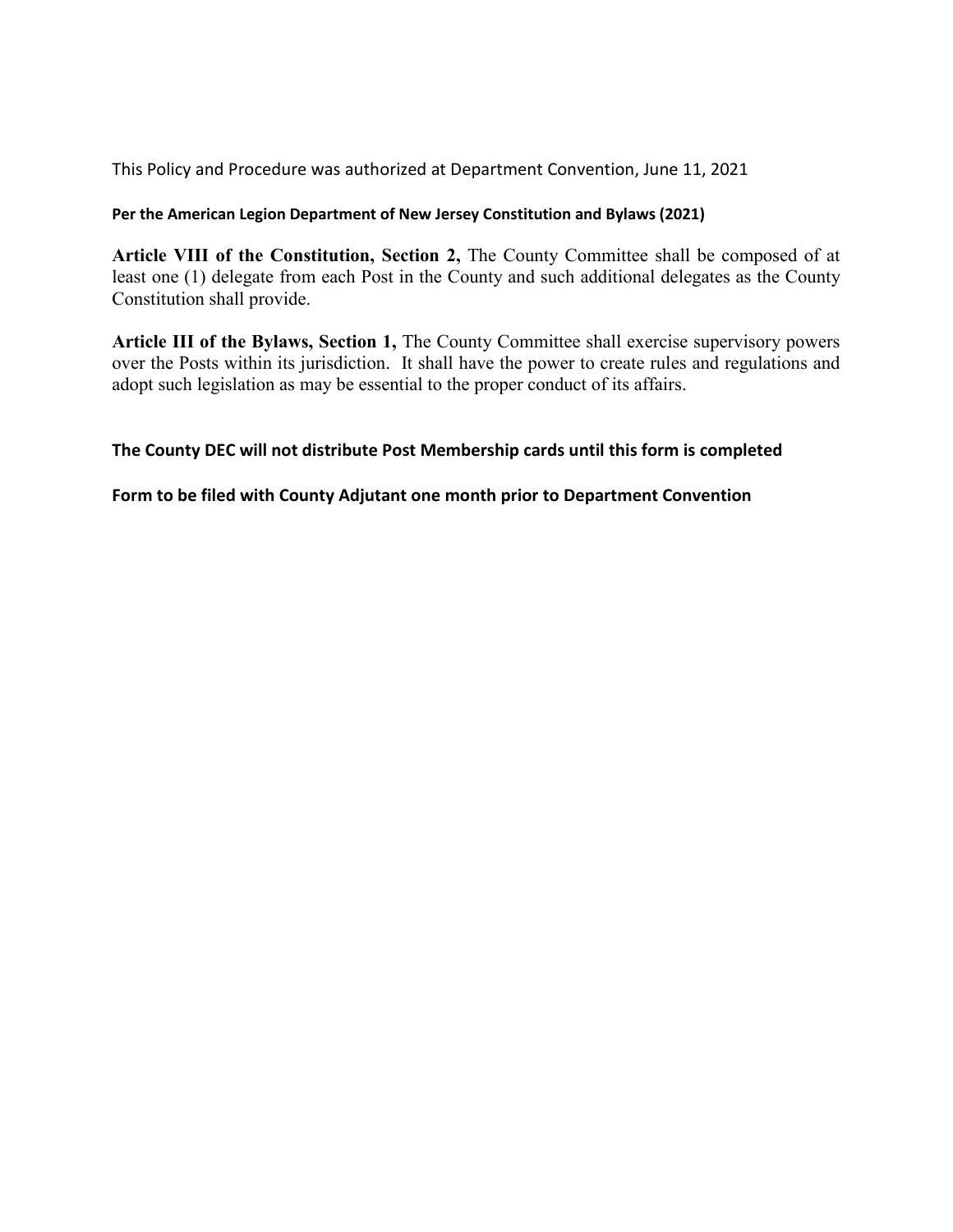This Policy and Procedure was authorized at Department Convention, June 11, 2021

**Per the American Legion Department of New Jersey Constitution and Bylaws (2021)**

**Article VIII of the Constitution, Section 2,** The County Committee shall be composed of at least one (1) delegate from each Post in the County and such additional delegates as the County Constitution shall provide.

**Article III of the Bylaws, Section 1,** The County Committee shall exercise supervisory powers over the Posts within its jurisdiction. It shall have the power to create rules and regulations and adopt such legislation as may be essential to the proper conduct of its affairs.

**The County DEC will not distribute Post Membership cards until this form is completed**

**Form to be filed with County Adjutant one month prior to Department Convention**